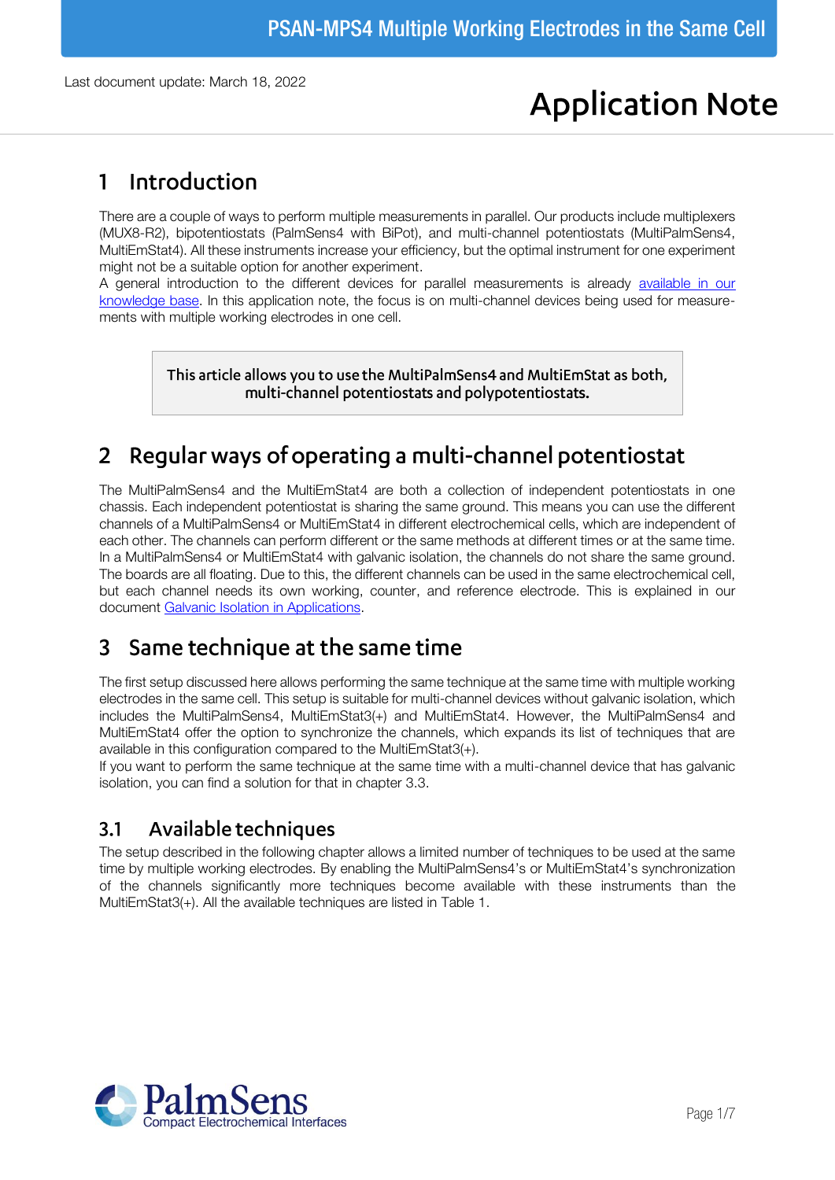Last document update: March 18, 2022

# Application Note

## 1 Introduction

There are a couple of ways to perform multiple measurements in parallel. Our products include multiplexers (MUX8-R2), bipotentiostats (PalmSens4 with BiPot), and multi-channel potentiostats (MultiPalmSens4, MultiEmStat4). All these instruments increase your efficiency, but the optimal instrument for one experiment might not be a suitable option for another experiment.

A general introduction to the different devices for parallel measurements is already available in our knowledge base. In this application note, the focus is on multi-channel devices being used for measurements with multiple working electrodes in one cell.

**This article allows you to use the MultiPalmSens4 and MultiEmStat as both, multi-channel potentiostats and polypotentiostats.**

## 2 Regular ways of operating a multi-channel potentiostat

The MultiPalmSens4 and the MultiEmStat4 are both a collection of independent potentiostats in one chassis. Each independent potentiostat is sharing the same ground. This means you can use the different channels of a MultiPalmSens4 or MultiEmStat4 in different electrochemical cells, which are independent of each other. The channels can perform different or the same methods at different times or at the same time. In a MultiPalmSens4 or MultiEmStat4 with galvanic isolation, the channels do not share the same ground. The boards are all floating. Due to this, the different channels can be used in the same electrochemical cell, but each channel needs its own working, counter, and reference electrode. This is explained in our document Galvanic Isolation in Applications.

## 3 Same technique at the same time

The first setup discussed here allows performing the same technique at the same time with multiple working electrodes in the same cell. This setup is suitable for multi-channel devices without galvanic isolation, which includes the MultiPalmSens4, MultiEmStat3(+) and MultiEmStat4. However, the MultiPalmSens4 and MultiEmStat4 offer the option to synchronize the channels, which expands its list of techniques that are available in this configuration compared to the MultiEmStat3(+).

If you want to perform the same technique at the same time with a multi-channel device that has galvanic isolation, you can find a solution for that in chapter 3.3.

### 3.1 Available techniques

The setup described in the following chapter allows a limited number of techniques to be used at the same time by multiple working electrodes. By enabling the MultiPalmSens4's or MultiEmStat4's synchronization of the channels significantly more techniques become available with these instruments than the MultiEmStat3(+). All the available techniques are listed in Table 1.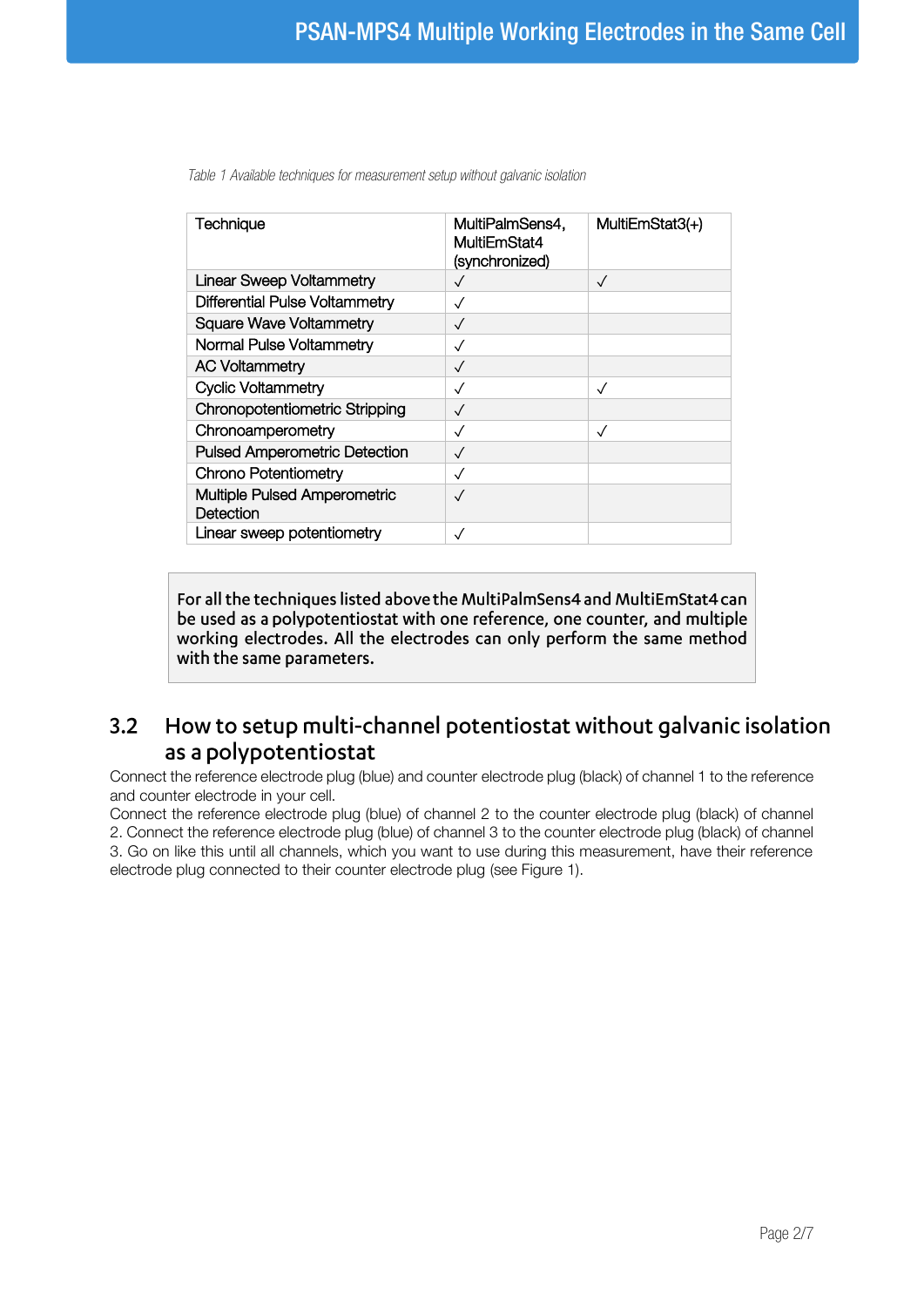*Table 1 Available techniques for measurement setup without galvanic isolation*

| Technique | MultiPalmSens4, MultiEmStat4 (synchronized) | MultiEmStat3(+) |
|---|---|---|
| Linear Sweep Voltammetry | ✓ | ✓ |
| Differential Pulse Voltammetry | ✓ | |
| Square Wave Voltammetry | ✓ | |
| Normal Pulse Voltammetry | ✓ | |
| AC Voltammetry | ✓ | |
| Cyclic Voltammetry | ✓ | ✓ |
| Chronopotentiometric Stripping | ✓ | |
| Chronoamperometry | ✓ | ✓ |
| Pulsed Amperometric Detection | ✓ | |
| Chrono Potentiometry | ✓ | |
| Multiple Pulsed Amperometric Detection | ✓ | |
| Linear sweep potentiometry | ✓ | |

> For all the techniques listed above the MultiPalmSens4 and MultiEmStat4 can be used as a polypotentiostat with one reference, one counter, and multiple working electrodes. All the electrodes can only perform the same method with the same parameters.

## 3.2 How to setup multi-channel potentiostat without galvanic isolation as a polypotentiostat

Connect the reference electrode plug (blue) and counter electrode plug (black) of channel 1 to the reference and counter electrode in your cell.

Connect the reference electrode plug (blue) of channel 2 to the counter electrode plug (black) of channel 2. Connect the reference electrode plug (blue) of channel 3 to the counter electrode plug (black) of channel 3. Go on like this until all channels, which you want to use during this measurement, have their reference electrode plug connected to their counter electrode plug (see Figure 1).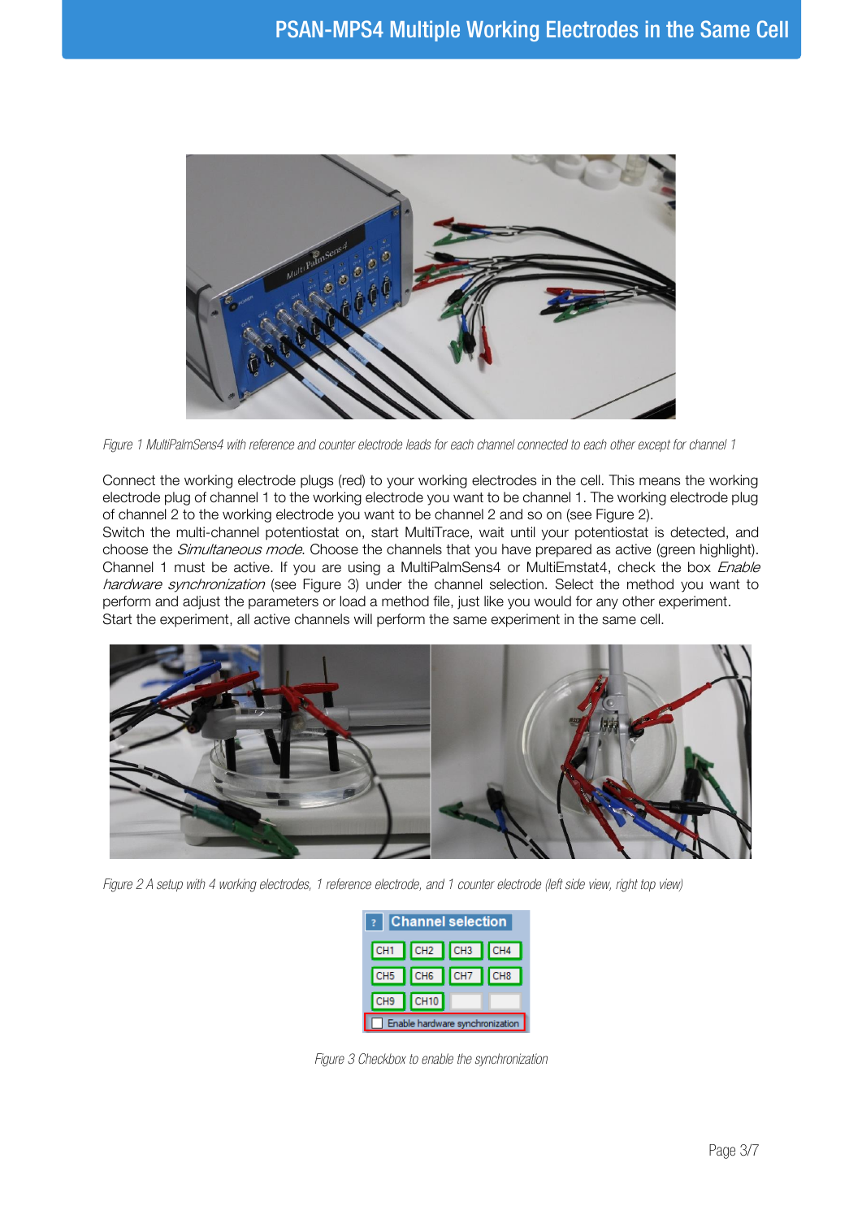Figure 1 MultiPalmSens4 with reference and counter electrode leads for each channel connected to each other except for channel 1

Connect the working electrode plugs (red) to your working electrodes in the cell. This means the working electrode plug of channel 1 to the working electrode you want to be channel 1. The working electrode plug of channel 2 to the working electrode you want to be channel 2 and so on (see Figure 2).
Switch the multi-channel potentiostat on, start MultiTrace, wait until your potentiostat is detected, and choose the *Simultaneous mode*. Choose the channels that you have prepared as active (green highlight). Channel 1 must be active. If you are using a MultiPalmSens4 or MultiEmstat4, check the box *Enable hardware synchronization* (see Figure 3) under the channel selection. Select the method you want to perform and adjust the parameters or load a method file, just like you would for any other experiment.
Start the experiment, all active channels will perform the same experiment in the same cell.

Figure 2 A setup with 4 working electrodes, 1 reference electrode, and 1 counter electrode (left side view, right top view)

Figure 3 Checkbox to enable the synchronization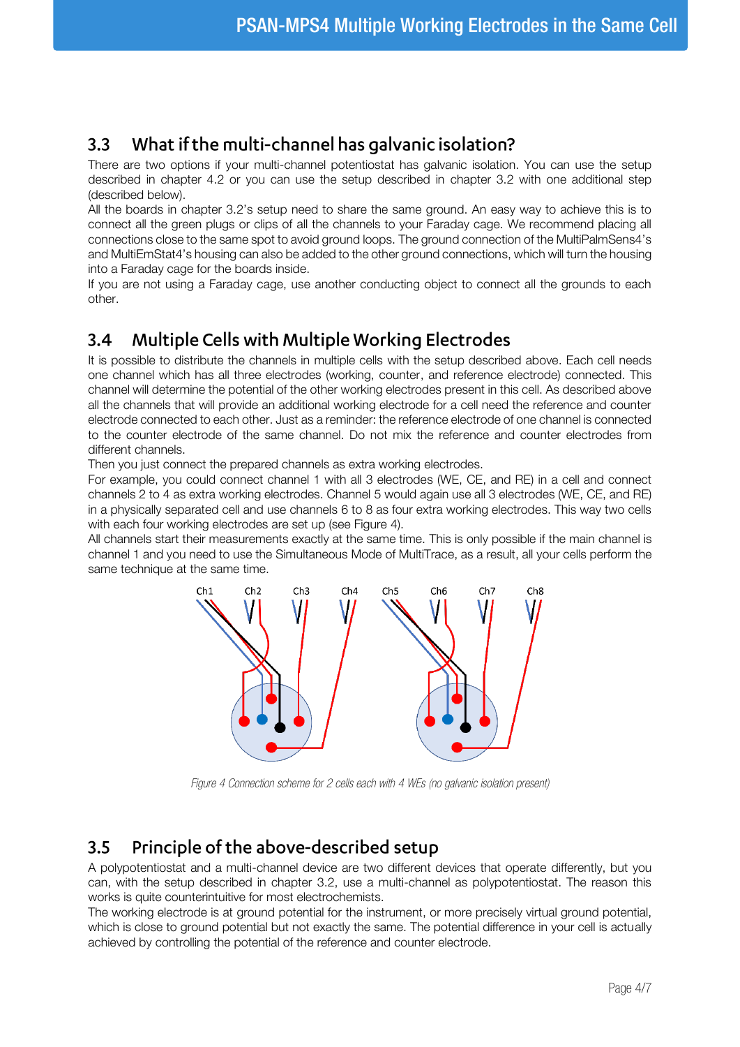## 3.3 What if the multi-channel has galvanic isolation?

There are two options if your multi-channel potentiostat has galvanic isolation. You can use the setup described in chapter 4.2 or you can use the setup described in chapter 3.2 with one additional step (described below).

All the boards in chapter 3.2's setup need to share the same ground. An easy way to achieve this is to connect all the green plugs or clips of all the channels to your Faraday cage. We recommend placing all connections close to the same spot to avoid ground loops. The ground connection of the MultiPalmSens4's and MultiEmStat4's housing can also be added to the other ground connections, which will turn the housing into a Faraday cage for the boards inside.

If you are not using a Faraday cage, use another conducting object to connect all the grounds to each other.

## 3.4 Multiple Cells with Multiple Working Electrodes

It is possible to distribute the channels in multiple cells with the setup described above. Each cell needs one channel which has all three electrodes (working, counter, and reference electrode) connected. This channel will determine the potential of the other working electrodes present in this cell. As described above all the channels that will provide an additional working electrode for a cell need the reference and counter electrode connected to each other. Just as a reminder: the reference electrode of one channel is connected to the counter electrode of the same channel. Do not mix the reference and counter electrodes from different channels.

Then you just connect the prepared channels as extra working electrodes.

For example, you could connect channel 1 with all 3 electrodes (WE, CE, and RE) in a cell and connect channels 2 to 4 as extra working electrodes. Channel 5 would again use all 3 electrodes (WE, CE, and RE) in a physically separated cell and use channels 6 to 8 as four extra working electrodes. This way two cells with each four working electrodes are set up (see Figure 4).

All channels start their measurements exactly at the same time. This is only possible if the main channel is channel 1 and you need to use the Simultaneous Mode of MultiTrace, as a result, all your cells perform the same technique at the same time.

*Figure 4 Connection scheme for 2 cells each with 4 WEs (no galvanic isolation present)*

## 3.5 Principle of the above-described setup

A polypotentiostat and a multi-channel device are two different devices that operate differently, but you can, with the setup described in chapter 3.2, use a multi-channel as polypotentiostat. The reason this works is quite counterintuitive for most electrochemists.

The working electrode is at ground potential for the instrument, or more precisely virtual ground potential, which is close to ground potential but not exactly the same. The potential difference in your cell is actually achieved by controlling the potential of the reference and counter electrode.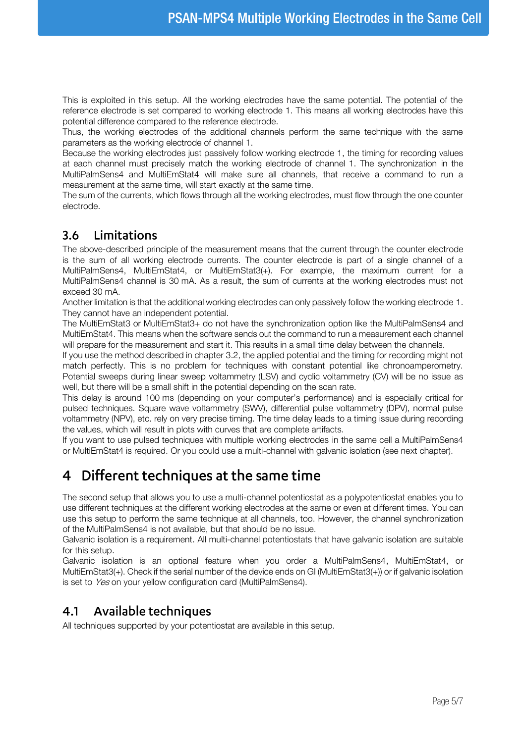This is exploited in this setup. All the working electrodes have the same potential. The potential of the reference electrode is set compared to working electrode 1. This means all working electrodes have this potential difference compared to the reference electrode.

Thus, the working electrodes of the additional channels perform the same technique with the same parameters as the working electrode of channel 1.

Because the working electrodes just passively follow working electrode 1, the timing for recording values at each channel must precisely match the working electrode of channel 1. The synchronization in the MultiPalmSens4 and MultiEmStat4 will make sure all channels, that receive a command to run a measurement at the same time, will start exactly at the same time.

The sum of the currents, which flows through all the working electrodes, must flow through the one counter electrode.

## 3.6 Limitations

The above-described principle of the measurement means that the current through the counter electrode is the sum of all working electrode currents. The counter electrode is part of a single channel of a MultiPalmSens4, MultiEmStat4, or MultiEmStat3(+). For example, the maximum current for a MultiPalmSens4 channel is 30 mA. As a result, the sum of currents at the working electrodes must not exceed 30 mA.

Another limitation is that the additional working electrodes can only passively follow the working electrode 1. They cannot have an independent potential.

The MultiEmStat3 or MultiEmStat3+ do not have the synchronization option like the MultiPalmSens4 and MultiEmStat4. This means when the software sends out the command to run a measurement each channel will prepare for the measurement and start it. This results in a small time delay between the channels.

If you use the method described in chapter 3.2, the applied potential and the timing for recording might not match perfectly. This is no problem for techniques with constant potential like chronoamperometry. Potential sweeps during linear sweep voltammetry (LSV) and cyclic voltammetry (CV) will be no issue as well, but there will be a small shift in the potential depending on the scan rate.

This delay is around 100 ms (depending on your computer's performance) and is especially critical for pulsed techniques. Square wave voltammetry (SWV), differential pulse voltammetry (DPV), normal pulse voltammetry (NPV), etc. rely on very precise timing. The time delay leads to a timing issue during recording the values, which will result in plots with curves that are complete artifacts.

If you want to use pulsed techniques with multiple working electrodes in the same cell a MultiPalmSens4 or MultiEmStat4 is required. Or you could use a multi-channel with galvanic isolation (see next chapter).

# 4 Different techniques at the same time

The second setup that allows you to use a multi-channel potentiostat as a polypotentiostat enables you to use different techniques at the different working electrodes at the same or even at different times. You can use this setup to perform the same technique at all channels, too. However, the channel synchronization of the MultiPalmSens4 is not available, but that should be no issue.

Galvanic isolation is a requirement. All multi-channel potentiostats that have galvanic isolation are suitable for this setup.

Galvanic isolation is an optional feature when you order a MultiPalmSens4, MultiEmStat4, or MultiEmStat3(+). Check if the serial number of the device ends on GI (MultiEmStat3(+)) or if galvanic isolation is set to *Yes* on your yellow configuration card (MultiPalmSens4).

## 4.1 Available techniques

All techniques supported by your potentiostat are available in this setup.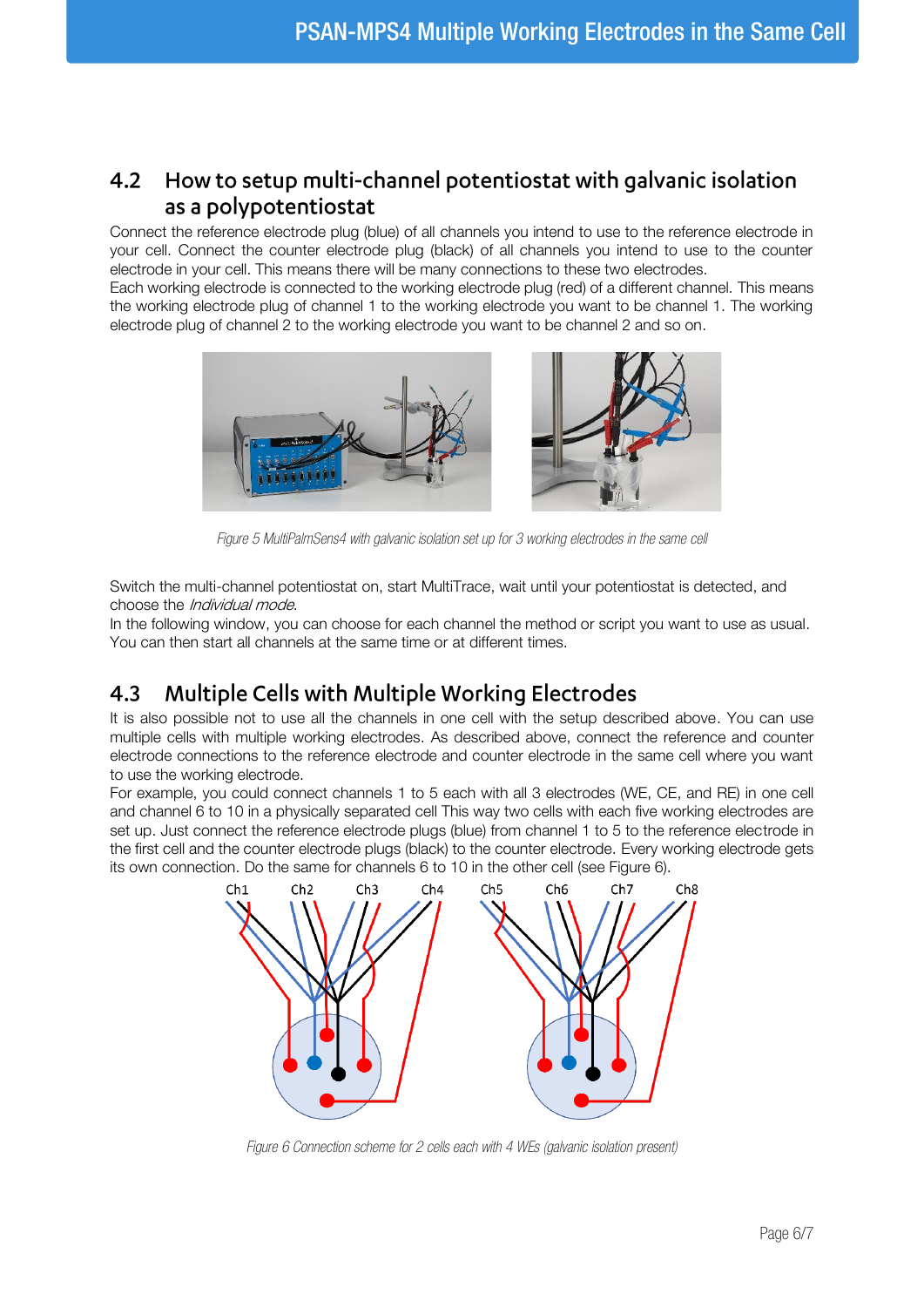## 4.2 How to setup multi-channel potentiostat with galvanic isolation as a polypotentiostat

Connect the reference electrode plug (blue) of all channels you intend to use to the reference electrode in your cell. Connect the counter electrode plug (black) of all channels you intend to use to the counter electrode in your cell. This means there will be many connections to these two electrodes.
Each working electrode is connected to the working electrode plug (red) of a different channel. This means the working electrode plug of channel 1 to the working electrode you want to be channel 1. The working electrode plug of channel 2 to the working electrode you want to be channel 2 and so on.

*Figure 5 MultiPalmSens4 with galvanic isolation set up for 3 working electrodes in the same cell*

Switch the multi-channel potentiostat on, start MultiTrace, wait until your potentiostat is detected, and choose the *Individual mode*.
In the following window, you can choose for each channel the method or script you want to use as usual. You can then start all channels at the same time or at different times.

## 4.3 Multiple Cells with Multiple Working Electrodes

It is also possible not to use all the channels in one cell with the setup described above. You can use multiple cells with multiple working electrodes. As described above, connect the reference and counter electrode connections to the reference electrode and counter electrode in the same cell where you want to use the working electrode.
For example, you could connect channels 1 to 5 each with all 3 electrodes (WE, CE, and RE) in one cell and channel 6 to 10 in a physically separated cell This way two cells with each five working electrodes are set up. Just connect the reference electrode plugs (blue) from channel 1 to 5 to the reference electrode in the first cell and the counter electrode plugs (black) to the counter electrode. Every working electrode gets its own connection. Do the same for channels 6 to 10 in the other cell (see Figure 6).

*Figure 6 Connection scheme for 2 cells each with 4 WEs (galvanic isolation present)*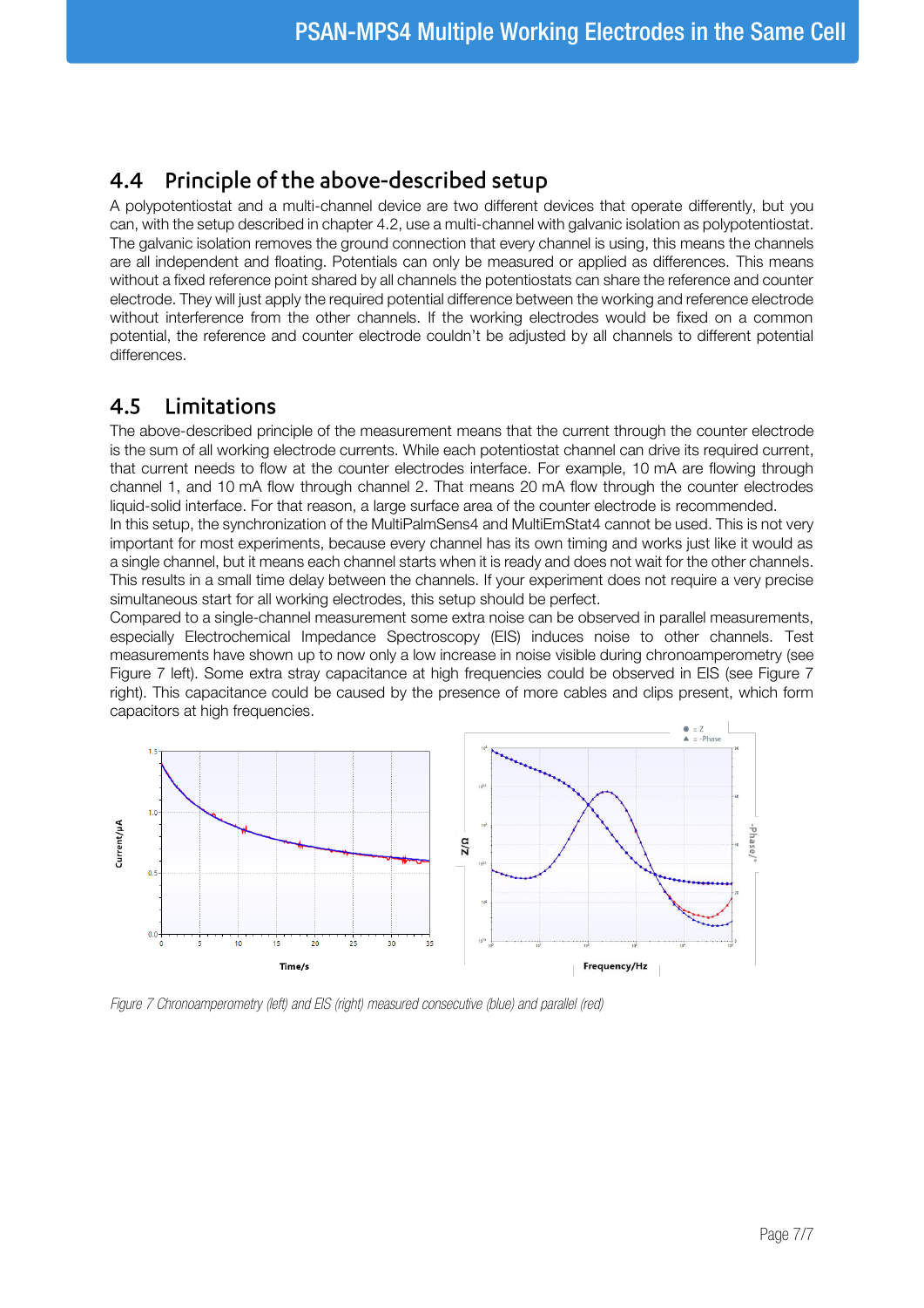## 4.4 Principle of the above-described setup

A polypotentiostat and a multi-channel device are two different devices that operate differently, but you can, with the setup described in chapter 4.2, use a multi-channel with galvanic isolation as polypotentiostat. The galvanic isolation removes the ground connection that every channel is using, this means the channels are all independent and floating. Potentials can only be measured or applied as differences. This means without a fixed reference point shared by all channels the potentiostats can share the reference and counter electrode. They will just apply the required potential difference between the working and reference electrode without interference from the other channels. If the working electrodes would be fixed on a common potential, the reference and counter electrode couldn't be adjusted by all channels to different potential differences.

## 4.5 Limitations

The above-described principle of the measurement means that the current through the counter electrode is the sum of all working electrode currents. While each potentiostat channel can drive its required current, that current needs to flow at the counter electrodes interface. For example, 10 mA are flowing through channel 1, and 10 mA flow through channel 2. That means 20 mA flow through the counter electrodes liquid-solid interface. For that reason, a large surface area of the counter electrode is recommended.

In this setup, the synchronization of the MultiPalmSens4 and MultiEmStat4 cannot be used. This is not very important for most experiments, because every channel has its own timing and works just like it would as a single channel, but it means each channel starts when it is ready and does not wait for the other channels. This results in a small time delay between the channels. If your experiment does not require a very precise simultaneous start for all working electrodes, this setup should be perfect.

Compared to a single-channel measurement some extra noise can be observed in parallel measurements, especially Electrochemical Impedance Spectroscopy (EIS) induces noise to other channels. Test measurements have shown up to now only a low increase in noise visible during chronoamperometry (see Figure 7 left). Some extra stray capacitance at high frequencies could be observed in EIS (see Figure 7 right). This capacitance could be caused by the presence of more cables and clips present, which form capacitors at high frequencies.

Current/µA
1.5
1.0
0.5
0.0
0 5 10 15 20 25 30 35
Time/s

Z/Ω
-Phase/°
Z
-Phase
Frequency/Hz

*Figure 7 Chronoamperometry (left) and EIS (right) measured consecutive (blue) and parallel (red)*